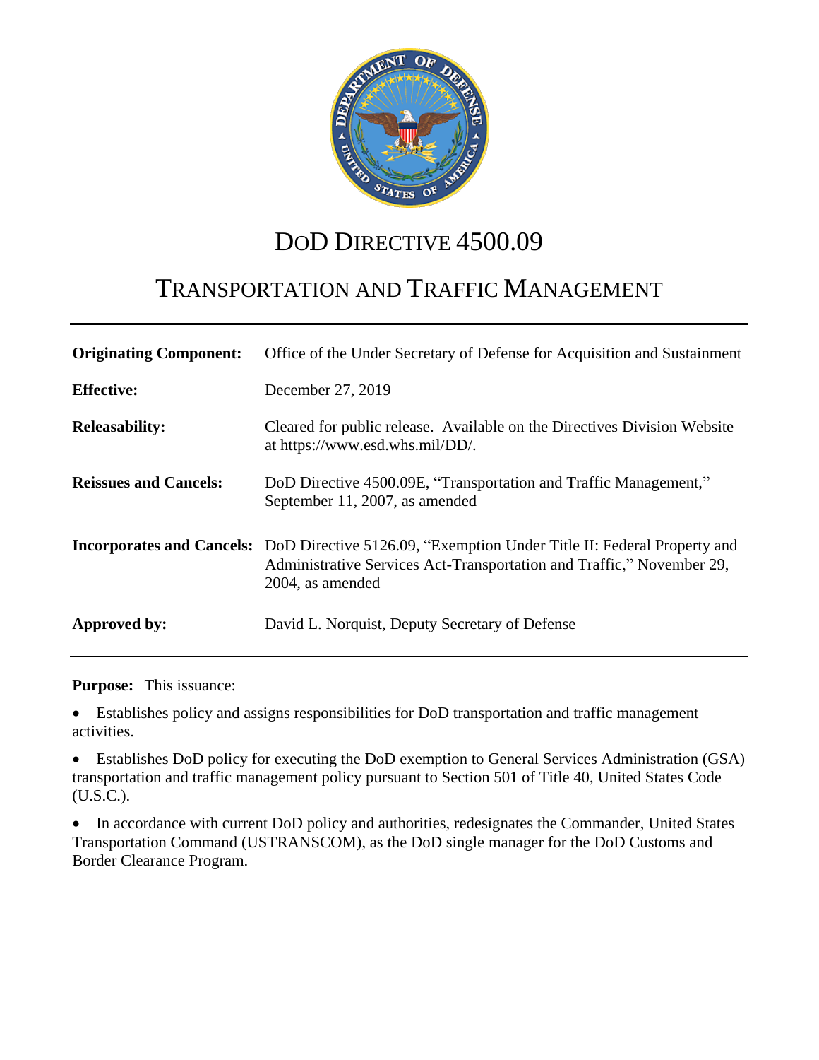# DoD Directive 4500.09

## Transportation and Traffic Management

| | |
|---|---|
| **Originating Component:** | Office of the Under Secretary of Defense for Acquisition and Sustainment |
| **Effective:** | December 27, 2019 |
| **Releasability:** | Cleared for public release. Available on the Directives Division Website at https://www.esd.whs.mil/DD/. |
| **Reissues and Cancels:** | DoD Directive 4500.09E, "Transportation and Traffic Management," September 11, 2007, as amended |
| **Incorporates and Cancels:** | DoD Directive 5126.09, "Exemption Under Title II: Federal Property and Administrative Services Act-Transportation and Traffic," November 29, 2004, as amended |
| **Approved by:** | David L. Norquist, Deputy Secretary of Defense |

**Purpose:** This issuance:

- Establishes policy and assigns responsibilities for DoD transportation and traffic management activities.
- Establishes DoD policy for executing the DoD exemption to General Services Administration (GSA) transportation and traffic management policy pursuant to Section 501 of Title 40, United States Code (U.S.C.).
- In accordance with current DoD policy and authorities, redesignates the Commander, United States Transportation Command (USTRANSCOM), as the DoD single manager for the DoD Customs and Border Clearance Program.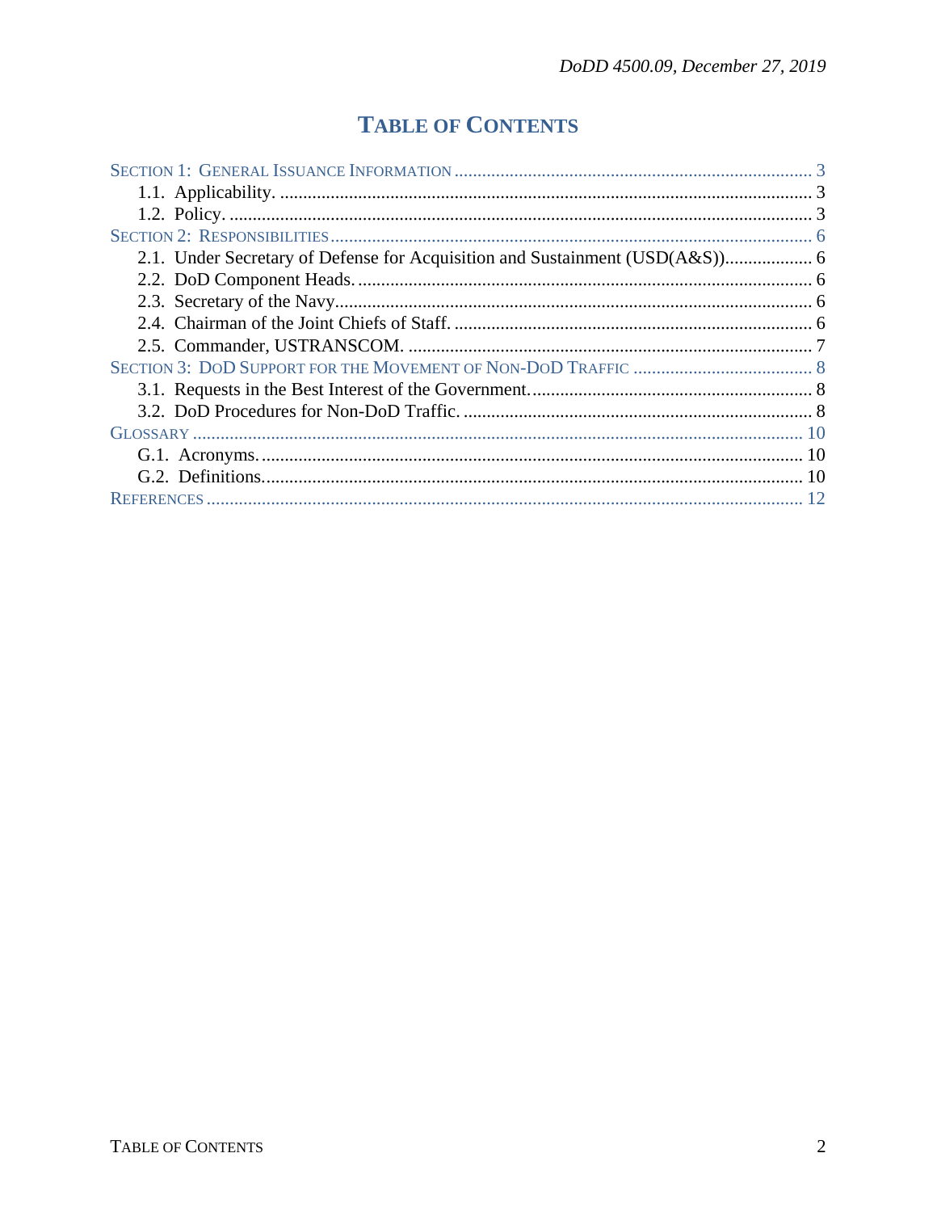# TABLE OF CONTENTS

SECTION 1: GENERAL ISSUANCE INFORMATION ............................................................................. 3
- 1.1. Applicability. ................................................................................................................... 3
- 1.2. Policy. ............................................................................................................................. 3

SECTION 2: RESPONSIBILITIES ........................................................................................................ 6
- 2.1. Under Secretary of Defense for Acquisition and Sustainment (USD(A&S)).................. 6
- 2.2. DoD Component Heads. .................................................................................................. 6
- 2.3. Secretary of the Navy....................................................................................................... 6
- 2.4. Chairman of the Joint Chiefs of Staff. ............................................................................. 6
- 2.5. Commander, USTRANSCOM. ....................................................................................... 7

SECTION 3: DOD SUPPORT FOR THE MOVEMENT OF NON-DOD TRAFFIC ....................................... 8
- 3.1. Requests in the Best Interest of the Government............................................................. 8
- 3.2. DoD Procedures for Non-DoD Traffic. ........................................................................... 8

GLOSSARY ..................................................................................................................................... 10
- G.1. Acronyms. ..................................................................................................................... 10
- G.2. Definitions..................................................................................................................... 10

REFERENCES .................................................................................................................................. 12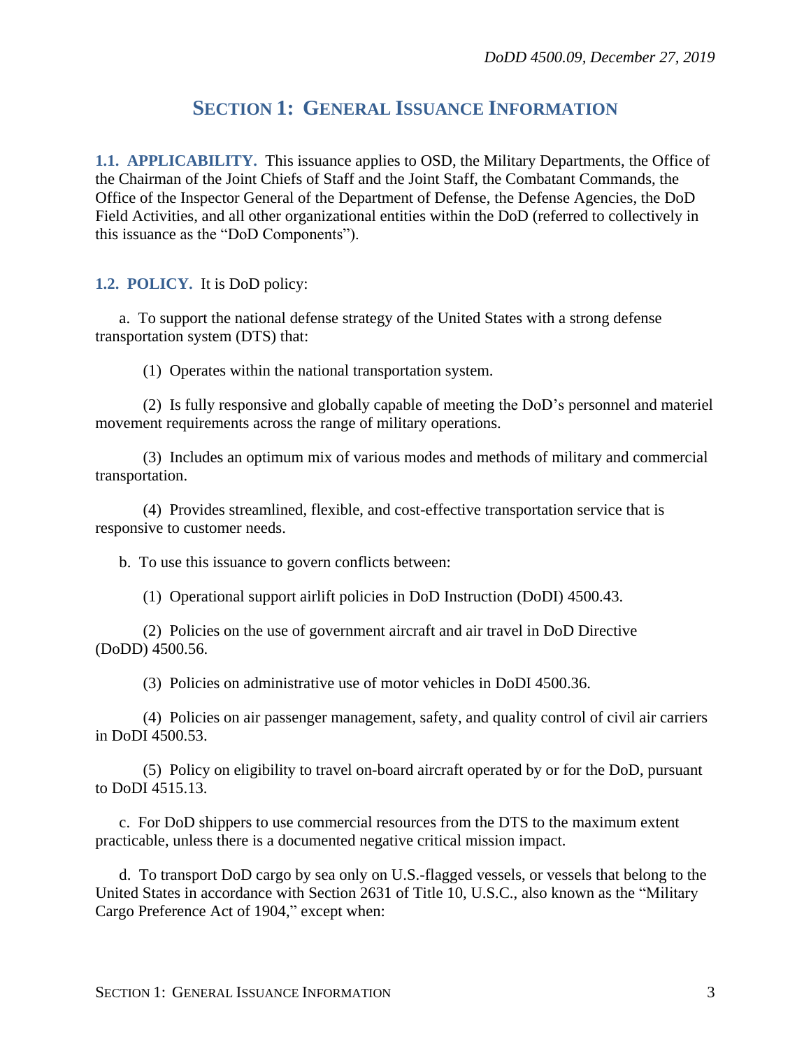## SECTION 1: GENERAL ISSUANCE INFORMATION

**1.1. APPLICABILITY.** This issuance applies to OSD, the Military Departments, the Office of the Chairman of the Joint Chiefs of Staff and the Joint Staff, the Combatant Commands, the Office of the Inspector General of the Department of Defense, the Defense Agencies, the DoD Field Activities, and all other organizational entities within the DoD (referred to collectively in this issuance as the "DoD Components").

**1.2. POLICY.** It is DoD policy:

a. To support the national defense strategy of the United States with a strong defense transportation system (DTS) that:

(1) Operates within the national transportation system.

(2) Is fully responsive and globally capable of meeting the DoD's personnel and materiel movement requirements across the range of military operations.

(3) Includes an optimum mix of various modes and methods of military and commercial transportation.

(4) Provides streamlined, flexible, and cost-effective transportation service that is responsive to customer needs.

b. To use this issuance to govern conflicts between:

(1) Operational support airlift policies in DoD Instruction (DoDI) 4500.43.

(2) Policies on the use of government aircraft and air travel in DoD Directive (DoDD) 4500.56.

(3) Policies on administrative use of motor vehicles in DoDI 4500.36.

(4) Policies on air passenger management, safety, and quality control of civil air carriers in DoDI 4500.53.

(5) Policy on eligibility to travel on-board aircraft operated by or for the DoD, pursuant to DoDI 4515.13.

c. For DoD shippers to use commercial resources from the DTS to the maximum extent practicable, unless there is a documented negative critical mission impact.

d. To transport DoD cargo by sea only on U.S.-flagged vessels, or vessels that belong to the United States in accordance with Section 2631 of Title 10, U.S.C., also known as the "Military Cargo Preference Act of 1904," except when: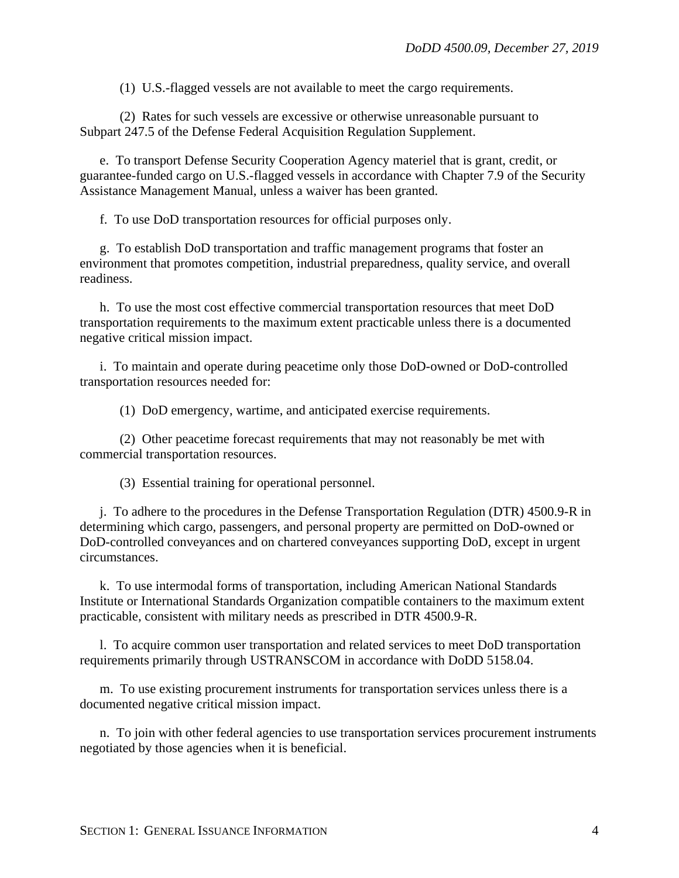(1) U.S.-flagged vessels are not available to meet the cargo requirements.

(2) Rates for such vessels are excessive or otherwise unreasonable pursuant to Subpart 247.5 of the Defense Federal Acquisition Regulation Supplement.

e. To transport Defense Security Cooperation Agency materiel that is grant, credit, or guarantee-funded cargo on U.S.-flagged vessels in accordance with Chapter 7.9 of the Security Assistance Management Manual, unless a waiver has been granted.

f. To use DoD transportation resources for official purposes only.

g. To establish DoD transportation and traffic management programs that foster an environment that promotes competition, industrial preparedness, quality service, and overall readiness.

h. To use the most cost effective commercial transportation resources that meet DoD transportation requirements to the maximum extent practicable unless there is a documented negative critical mission impact.

i. To maintain and operate during peacetime only those DoD-owned or DoD-controlled transportation resources needed for:

(1) DoD emergency, wartime, and anticipated exercise requirements.

(2) Other peacetime forecast requirements that may not reasonably be met with commercial transportation resources.

(3) Essential training for operational personnel.

j. To adhere to the procedures in the Defense Transportation Regulation (DTR) 4500.9-R in determining which cargo, passengers, and personal property are permitted on DoD-owned or DoD-controlled conveyances and on chartered conveyances supporting DoD, except in urgent circumstances.

k. To use intermodal forms of transportation, including American National Standards Institute or International Standards Organization compatible containers to the maximum extent practicable, consistent with military needs as prescribed in DTR 4500.9-R.

l. To acquire common user transportation and related services to meet DoD transportation requirements primarily through USTRANSCOM in accordance with DoDD 5158.04.

m. To use existing procurement instruments for transportation services unless there is a documented negative critical mission impact.

n. To join with other federal agencies to use transportation services procurement instruments negotiated by those agencies when it is beneficial.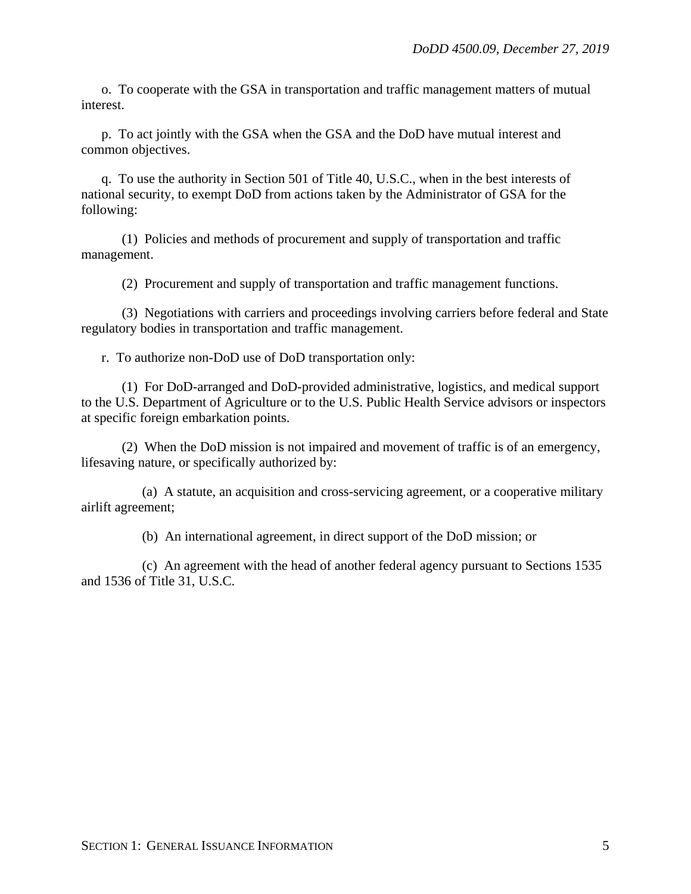o. To cooperate with the GSA in transportation and traffic management matters of mutual interest.

p. To act jointly with the GSA when the GSA and the DoD have mutual interest and common objectives.

q. To use the authority in Section 501 of Title 40, U.S.C., when in the best interests of national security, to exempt DoD from actions taken by the Administrator of GSA for the following:

(1) Policies and methods of procurement and supply of transportation and traffic management.

(2) Procurement and supply of transportation and traffic management functions.

(3) Negotiations with carriers and proceedings involving carriers before federal and State regulatory bodies in transportation and traffic management.

r. To authorize non-DoD use of DoD transportation only:

(1) For DoD-arranged and DoD-provided administrative, logistics, and medical support to the U.S. Department of Agriculture or to the U.S. Public Health Service advisors or inspectors at specific foreign embarkation points.

(2) When the DoD mission is not impaired and movement of traffic is of an emergency, lifesaving nature, or specifically authorized by:

(a) A statute, an acquisition and cross-servicing agreement, or a cooperative military airlift agreement;

(b) An international agreement, in direct support of the DoD mission; or

(c) An agreement with the head of another federal agency pursuant to Sections 1535 and 1536 of Title 31, U.S.C.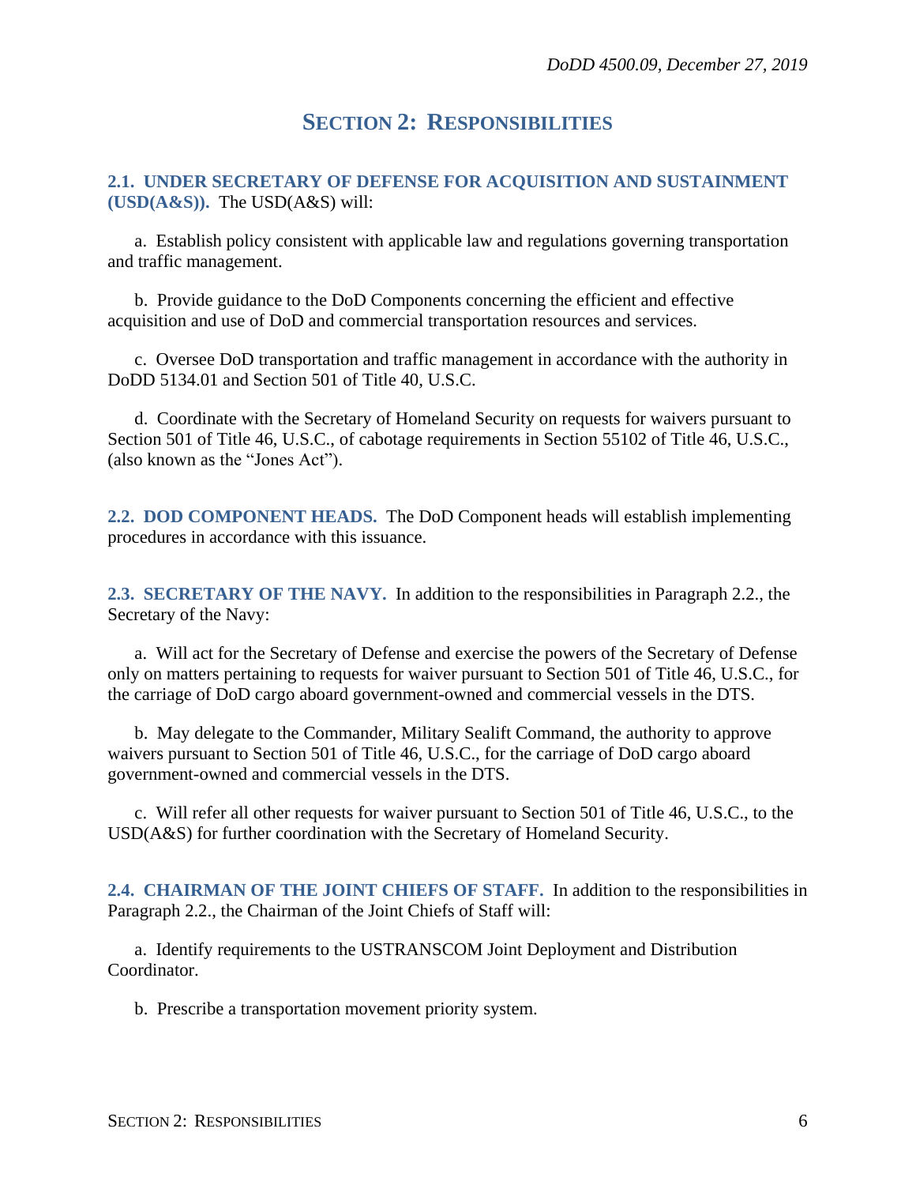# SECTION 2: RESPONSIBILITIES

**2.1. UNDER SECRETARY OF DEFENSE FOR ACQUISITION AND SUSTAINMENT (USD(A&S)).** The USD(A&S) will:

a. Establish policy consistent with applicable law and regulations governing transportation and traffic management.

b. Provide guidance to the DoD Components concerning the efficient and effective acquisition and use of DoD and commercial transportation resources and services.

c. Oversee DoD transportation and traffic management in accordance with the authority in DoDD 5134.01 and Section 501 of Title 40, U.S.C.

d. Coordinate with the Secretary of Homeland Security on requests for waivers pursuant to Section 501 of Title 46, U.S.C., of cabotage requirements in Section 55102 of Title 46, U.S.C., (also known as the "Jones Act").

**2.2. DOD COMPONENT HEADS.** The DoD Component heads will establish implementing procedures in accordance with this issuance.

**2.3. SECRETARY OF THE NAVY.** In addition to the responsibilities in Paragraph 2.2., the Secretary of the Navy:

a. Will act for the Secretary of Defense and exercise the powers of the Secretary of Defense only on matters pertaining to requests for waiver pursuant to Section 501 of Title 46, U.S.C., for the carriage of DoD cargo aboard government-owned and commercial vessels in the DTS.

b. May delegate to the Commander, Military Sealift Command, the authority to approve waivers pursuant to Section 501 of Title 46, U.S.C., for the carriage of DoD cargo aboard government-owned and commercial vessels in the DTS.

c. Will refer all other requests for waiver pursuant to Section 501 of Title 46, U.S.C., to the USD(A&S) for further coordination with the Secretary of Homeland Security.

**2.4. CHAIRMAN OF THE JOINT CHIEFS OF STAFF.** In addition to the responsibilities in Paragraph 2.2., the Chairman of the Joint Chiefs of Staff will:

a. Identify requirements to the USTRANSCOM Joint Deployment and Distribution Coordinator.

b. Prescribe a transportation movement priority system.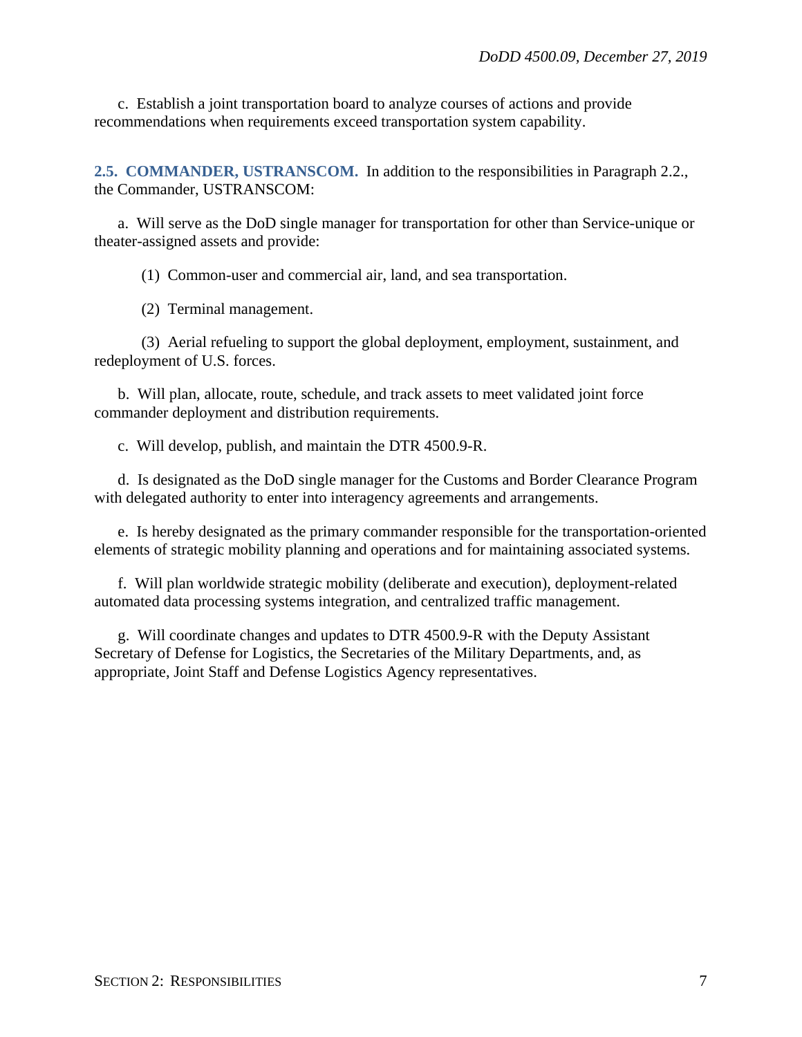c. Establish a joint transportation board to analyze courses of actions and provide recommendations when requirements exceed transportation system capability.

## 2.5. COMMANDER, USTRANSCOM.

In addition to the responsibilities in Paragraph 2.2., the Commander, USTRANSCOM:

a. Will serve as the DoD single manager for transportation for other than Service-unique or theater-assigned assets and provide:

(1) Common-user and commercial air, land, and sea transportation.

(2) Terminal management.

(3) Aerial refueling to support the global deployment, employment, sustainment, and redeployment of U.S. forces.

b. Will plan, allocate, route, schedule, and track assets to meet validated joint force commander deployment and distribution requirements.

c. Will develop, publish, and maintain the DTR 4500.9-R.

d. Is designated as the DoD single manager for the Customs and Border Clearance Program with delegated authority to enter into interagency agreements and arrangements.

e. Is hereby designated as the primary commander responsible for the transportation-oriented elements of strategic mobility planning and operations and for maintaining associated systems.

f. Will plan worldwide strategic mobility (deliberate and execution), deployment-related automated data processing systems integration, and centralized traffic management.

g. Will coordinate changes and updates to DTR 4500.9-R with the Deputy Assistant Secretary of Defense for Logistics, the Secretaries of the Military Departments, and, as appropriate, Joint Staff and Defense Logistics Agency representatives.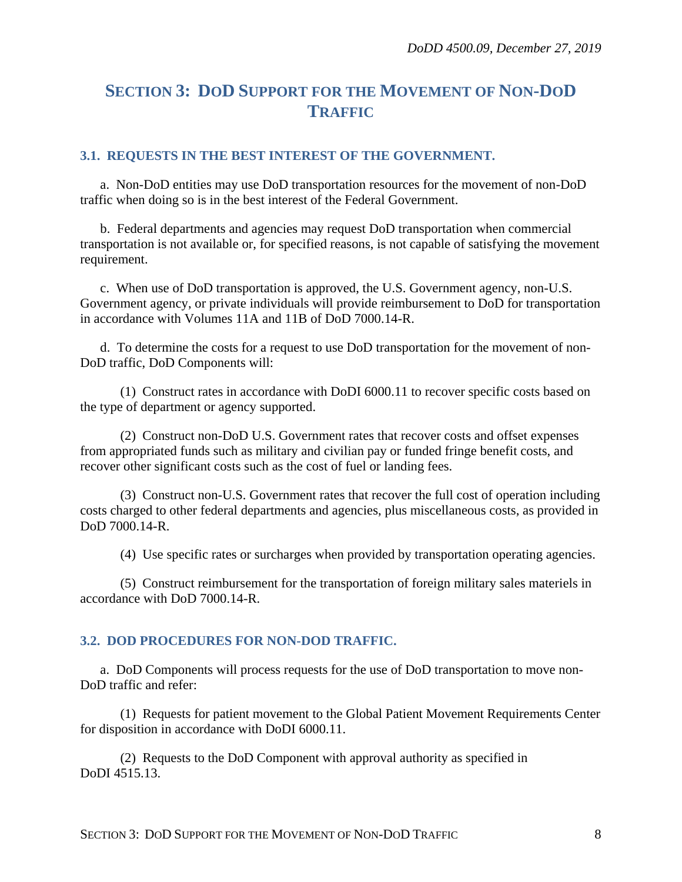# SECTION 3: DOD SUPPORT FOR THE MOVEMENT OF NON-DOD TRAFFIC

## 3.1. REQUESTS IN THE BEST INTEREST OF THE GOVERNMENT.

a. Non-DoD entities may use DoD transportation resources for the movement of non-DoD traffic when doing so is in the best interest of the Federal Government.

b. Federal departments and agencies may request DoD transportation when commercial transportation is not available or, for specified reasons, is not capable of satisfying the movement requirement.

c. When use of DoD transportation is approved, the U.S. Government agency, non-U.S. Government agency, or private individuals will provide reimbursement to DoD for transportation in accordance with Volumes 11A and 11B of DoD 7000.14-R.

d. To determine the costs for a request to use DoD transportation for the movement of non-DoD traffic, DoD Components will:

(1) Construct rates in accordance with DoDI 6000.11 to recover specific costs based on the type of department or agency supported.

(2) Construct non-DoD U.S. Government rates that recover costs and offset expenses from appropriated funds such as military and civilian pay or funded fringe benefit costs, and recover other significant costs such as the cost of fuel or landing fees.

(3) Construct non-U.S. Government rates that recover the full cost of operation including costs charged to other federal departments and agencies, plus miscellaneous costs, as provided in DoD 7000.14-R.

(4) Use specific rates or surcharges when provided by transportation operating agencies.

(5) Construct reimbursement for the transportation of foreign military sales materiels in accordance with DoD 7000.14-R.

## 3.2. DOD PROCEDURES FOR NON-DOD TRAFFIC.

a. DoD Components will process requests for the use of DoD transportation to move non-DoD traffic and refer:

(1) Requests for patient movement to the Global Patient Movement Requirements Center for disposition in accordance with DoDI 6000.11.

(2) Requests to the DoD Component with approval authority as specified in DoDI 4515.13.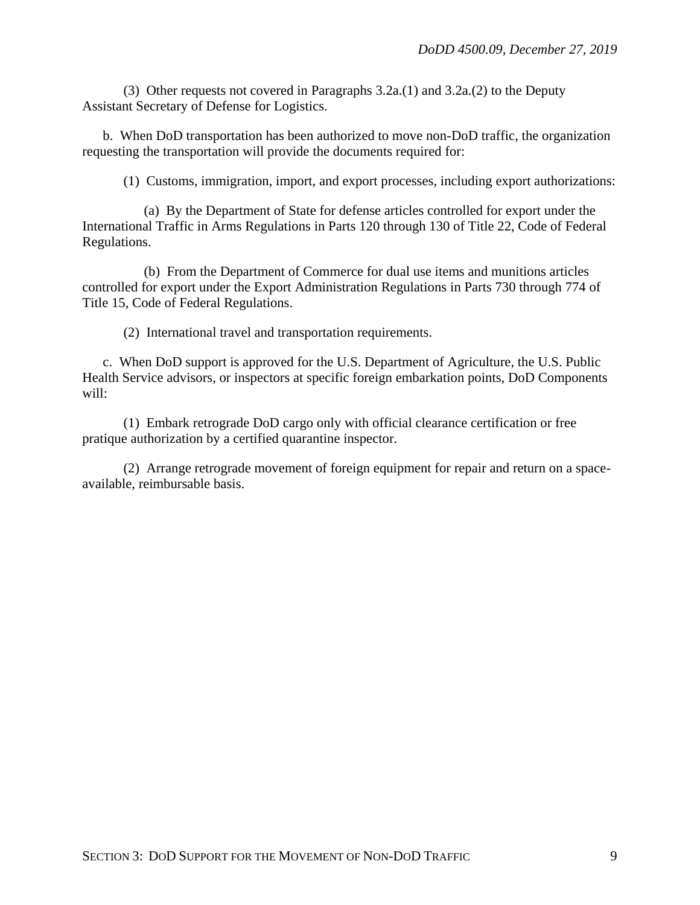(3) Other requests not covered in Paragraphs 3.2a.(1) and 3.2a.(2) to the Deputy Assistant Secretary of Defense for Logistics.

b. When DoD transportation has been authorized to move non-DoD traffic, the organization requesting the transportation will provide the documents required for:

(1) Customs, immigration, import, and export processes, including export authorizations:

(a) By the Department of State for defense articles controlled for export under the International Traffic in Arms Regulations in Parts 120 through 130 of Title 22, Code of Federal Regulations.

(b) From the Department of Commerce for dual use items and munitions articles controlled for export under the Export Administration Regulations in Parts 730 through 774 of Title 15, Code of Federal Regulations.

(2) International travel and transportation requirements.

c. When DoD support is approved for the U.S. Department of Agriculture, the U.S. Public Health Service advisors, or inspectors at specific foreign embarkation points, DoD Components will:

(1) Embark retrograde DoD cargo only with official clearance certification or free pratique authorization by a certified quarantine inspector.

(2) Arrange retrograde movement of foreign equipment for repair and return on a space-available, reimbursable basis.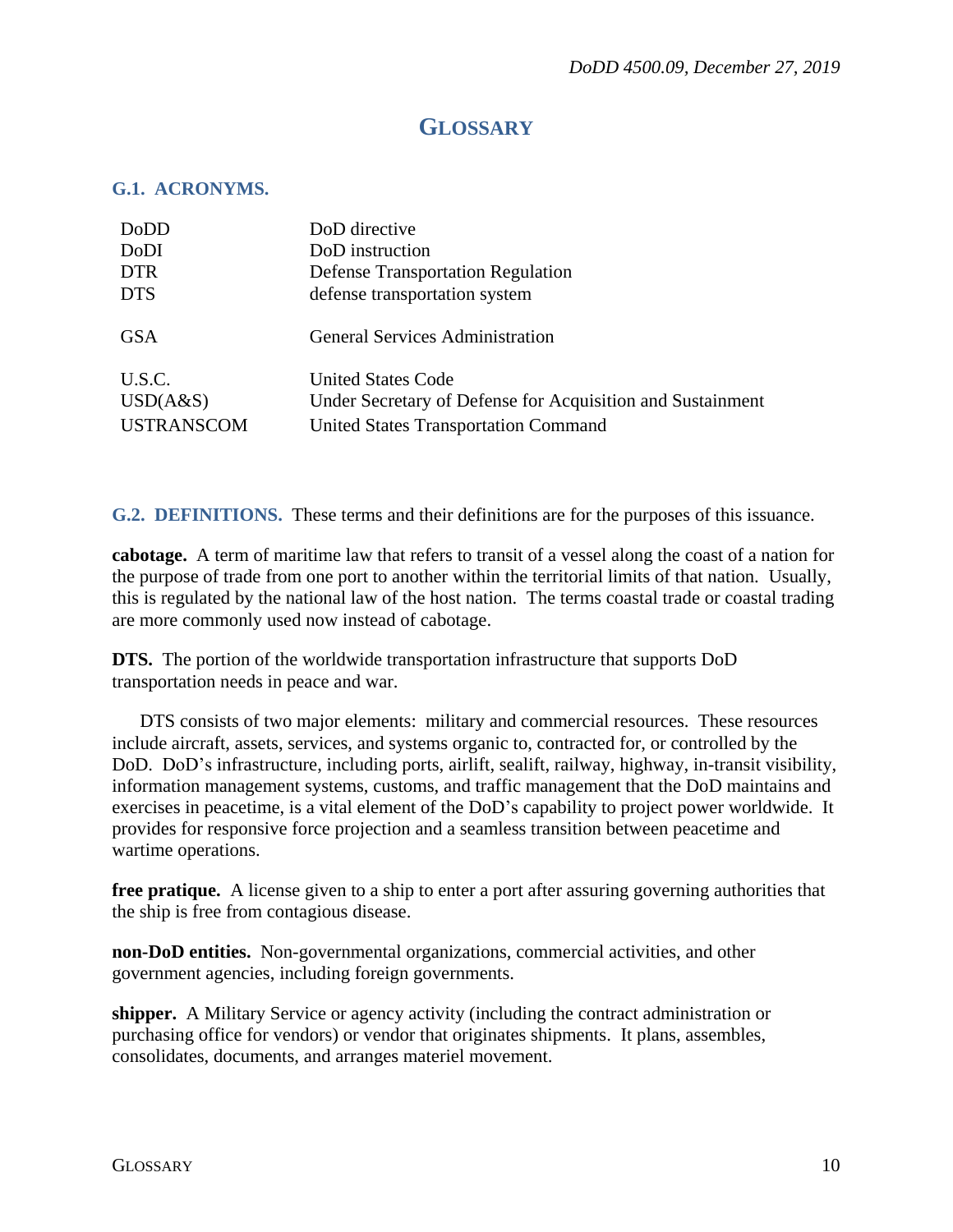# GLOSSARY

## G.1. ACRONYMS.

| | |
|---|---|
| DoDD | DoD directive |
| DoDI | DoD instruction |
| DTR | Defense Transportation Regulation |
| DTS | defense transportation system |
| GSA | General Services Administration |
| U.S.C. | United States Code |
| USD(A&S) | Under Secretary of Defense for Acquisition and Sustainment |
| USTRANSCOM | United States Transportation Command |

## G.2. DEFINITIONS.

These terms and their definitions are for the purposes of this issuance.

**cabotage.** A term of maritime law that refers to transit of a vessel along the coast of a nation for the purpose of trade from one port to another within the territorial limits of that nation. Usually, this is regulated by the national law of the host nation. The terms coastal trade or coastal trading are more commonly used now instead of cabotage.

**DTS.** The portion of the worldwide transportation infrastructure that supports DoD transportation needs in peace and war.

DTS consists of two major elements: military and commercial resources. These resources include aircraft, assets, services, and systems organic to, contracted for, or controlled by the DoD. DoD's infrastructure, including ports, airlift, sealift, railway, highway, in-transit visibility, information management systems, customs, and traffic management that the DoD maintains and exercises in peacetime, is a vital element of the DoD's capability to project power worldwide. It provides for responsive force projection and a seamless transition between peacetime and wartime operations.

**free pratique.** A license given to a ship to enter a port after assuring governing authorities that the ship is free from contagious disease.

**non-DoD entities.** Non-governmental organizations, commercial activities, and other government agencies, including foreign governments.

**shipper.** A Military Service or agency activity (including the contract administration or purchasing office for vendors) or vendor that originates shipments. It plans, assembles, consolidates, documents, and arranges materiel movement.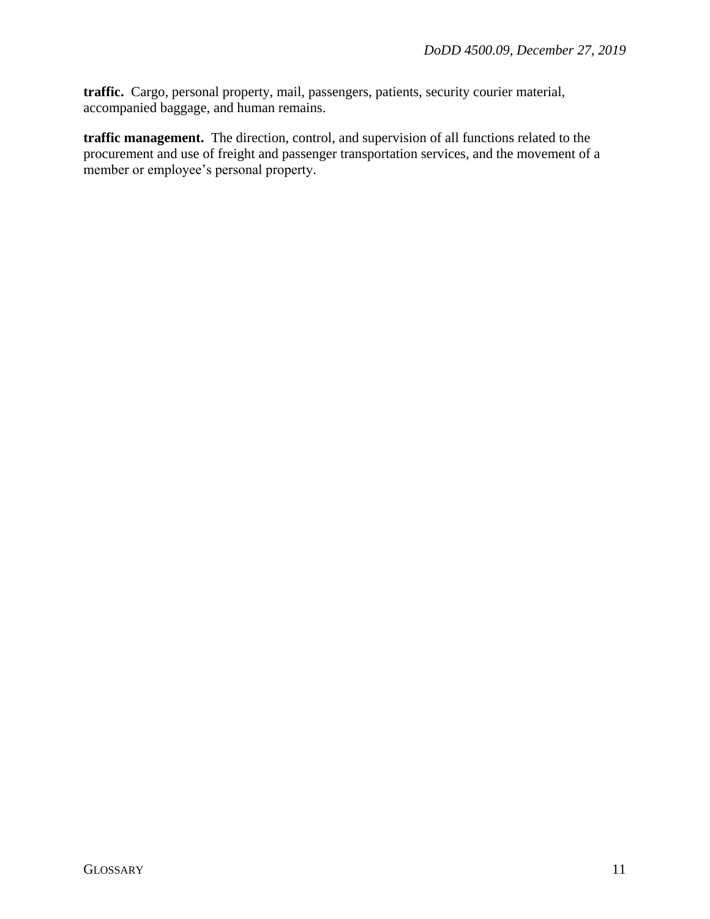**traffic.** Cargo, personal property, mail, passengers, patients, security courier material, accompanied baggage, and human remains.

**traffic management.** The direction, control, and supervision of all functions related to the procurement and use of freight and passenger transportation services, and the movement of a member or employee's personal property.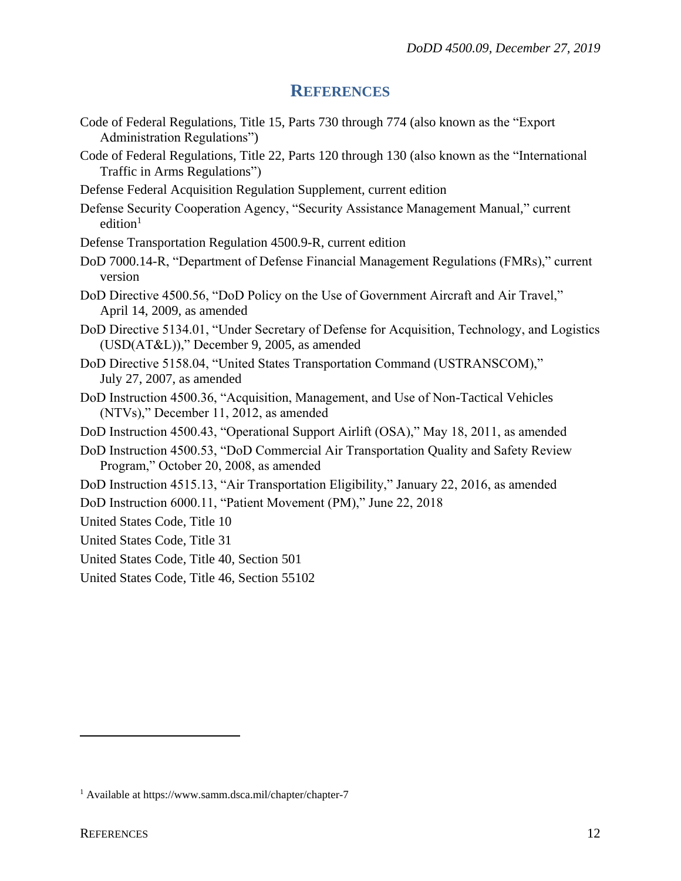# REFERENCES

Code of Federal Regulations, Title 15, Parts 730 through 774 (also known as the "Export Administration Regulations")

Code of Federal Regulations, Title 22, Parts 120 through 130 (also known as the "International Traffic in Arms Regulations")

Defense Federal Acquisition Regulation Supplement, current edition

Defense Security Cooperation Agency, "Security Assistance Management Manual," current edition[1]

Defense Transportation Regulation 4500.9-R, current edition

DoD 7000.14-R, "Department of Defense Financial Management Regulations (FMRs)," current version

DoD Directive 4500.56, "DoD Policy on the Use of Government Aircraft and Air Travel," April 14, 2009, as amended

DoD Directive 5134.01, "Under Secretary of Defense for Acquisition, Technology, and Logistics (USD(AT&L))," December 9, 2005, as amended

DoD Directive 5158.04, "United States Transportation Command (USTRANSCOM)," July 27, 2007, as amended

DoD Instruction 4500.36, "Acquisition, Management, and Use of Non-Tactical Vehicles (NTVs)," December 11, 2012, as amended

DoD Instruction 4500.43, "Operational Support Airlift (OSA)," May 18, 2011, as amended

DoD Instruction 4500.53, "DoD Commercial Air Transportation Quality and Safety Review Program," October 20, 2008, as amended

DoD Instruction 4515.13, "Air Transportation Eligibility," January 22, 2016, as amended

DoD Instruction 6000.11, "Patient Movement (PM)," June 22, 2018

United States Code, Title 10

United States Code, Title 31

United States Code, Title 40, Section 501

United States Code, Title 46, Section 55102

---

[1] Available at https://www.samm.dsca.mil/chapter/chapter-7